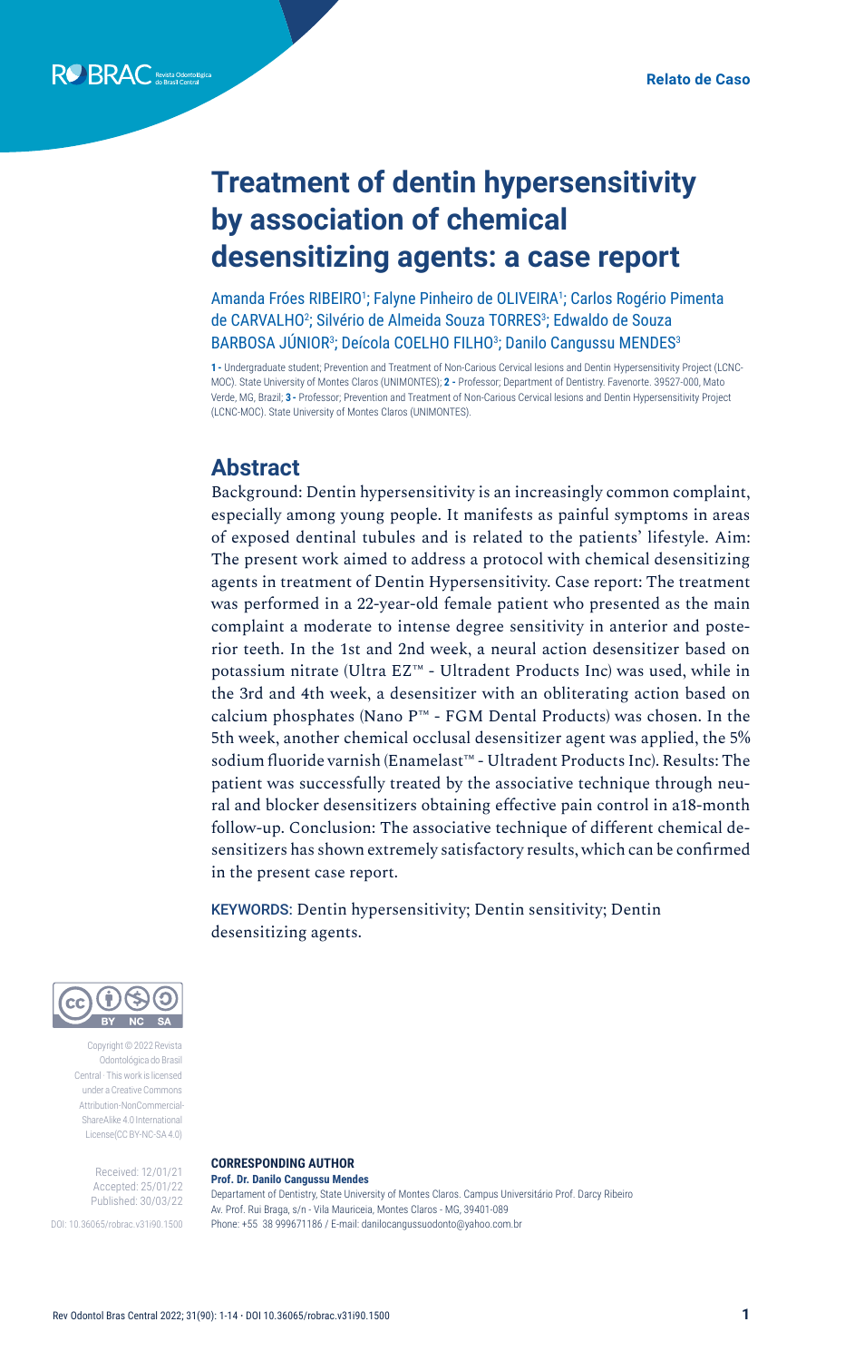Relato de Caso

# Treatment of dentin hypersensitivity by association of chemical desensitizing agents: a case report

Amanda Fróes RIBEIRO[1]; Falyne Pinheiro de OLIVEIRA[1]; Carlos Rogério Pimenta de CARVALHO[2]; Silvério de Almeida Souza TORRES[3]; Edwaldo de Souza BARBOSA JÚNIOR[3]; Deícola COELHO FILHO[3]; Danilo Cangussu MENDES[3]

**1 -** Undergraduate student; Prevention and Treatment of Non-Carious Cervical lesions and Dentin Hypersensitivity Project (LCNC-MOC). State University of Montes Claros (UNIMONTES); **2 -** Professor; Department of Dentistry. Favenorte. 39527-000, Mato Verde, MG, Brazil; **3 -** Professor; Prevention and Treatment of Non-Carious Cervical lesions and Dentin Hypersensitivity Project (LCNC-MOC). State University of Montes Claros (UNIMONTES).

## Abstract

Background: Dentin hypersensitivity is an increasingly common complaint, especially among young people. It manifests as painful symptoms in areas of exposed dentinal tubules and is related to the patients' lifestyle. Aim: The present work aimed to address a protocol with chemical desensitizing agents in treatment of Dentin Hypersensitivity. Case report: The treatment was performed in a 22-year-old female patient who presented as the main complaint a moderate to intense degree sensitivity in anterior and posterior teeth. In the 1st and 2nd week, a neural action desensitizer based on potassium nitrate (Ultra EZ™ - Ultradent Products Inc) was used, while in the 3rd and 4th week, a desensitizer with an obliterating action based on calcium phosphates (Nano P™ - FGM Dental Products) was chosen. In the 5th week, another chemical occlusal desensitizer agent was applied, the 5% sodium fluoride varnish (Enamelast™ - Ultradent Products Inc). Results: The patient was successfully treated by the associative technique through neural and blocker desensitizers obtaining effective pain control in a18-month follow-up. Conclusion: The associative technique of different chemical desensitizers has shown extremely satisfactory results, which can be confirmed in the present case report.

KEYWORDS: Dentin hypersensitivity; Dentin sensitivity; Dentin desensitizing agents.

Copyright © 2022 Revista Odontológica do Brasil Central · This work is licensed under a Creative Commons Attribution-NonCommercial-ShareAlike 4.0 International License(CC BY-NC-SA 4.0)

Received: 12/01/21
Accepted: 25/01/22
Published: 30/03/22

DOI: 10.36065/robrac.v31i90.1500

**CORRESPONDING AUTHOR**
**Prof. Dr. Danilo Cangussu Mendes**
Departament of Dentistry, State University of Montes Claros. Campus Universitário Prof. Darcy Ribeiro
Av. Prof. Rui Braga, s/n - Vila Mauriceia, Montes Claros - MG, 39401-089
Phone: +55 38 999671186 / E-mail: danilocangussuodonto@yahoo.com.br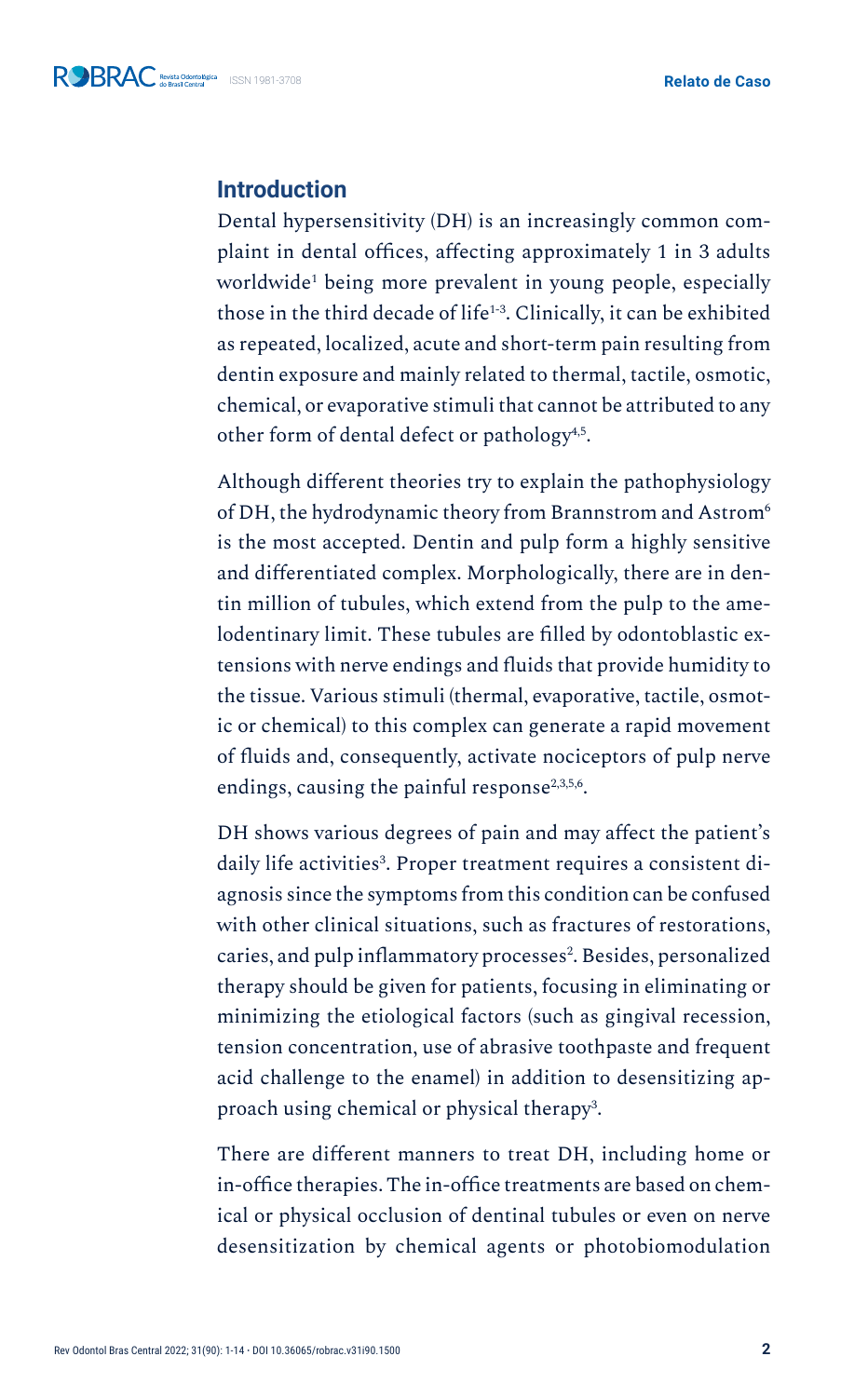## Introduction

Dental hypersensitivity (DH) is an increasingly common complaint in dental offices, affecting approximately 1 in 3 adults worldwide[1] being more prevalent in young people, especially those in the third decade of life[1-3]. Clinically, it can be exhibited as repeated, localized, acute and short-term pain resulting from dentin exposure and mainly related to thermal, tactile, osmotic, chemical, or evaporative stimuli that cannot be attributed to any other form of dental defect or pathology[4,5].

Although different theories try to explain the pathophysiology of DH, the hydrodynamic theory from Brannstrom and Astrom[6] is the most accepted. Dentin and pulp form a highly sensitive and differentiated complex. Morphologically, there are in dentin million of tubules, which extend from the pulp to the amelodentinary limit. These tubules are filled by odontoblastic extensions with nerve endings and fluids that provide humidity to the tissue. Various stimuli (thermal, evaporative, tactile, osmotic or chemical) to this complex can generate a rapid movement of fluids and, consequently, activate nociceptors of pulp nerve endings, causing the painful response[2,3,5,6].

DH shows various degrees of pain and may affect the patient's daily life activities[3]. Proper treatment requires a consistent diagnosis since the symptoms from this condition can be confused with other clinical situations, such as fractures of restorations, caries, and pulp inflammatory processes[2]. Besides, personalized therapy should be given for patients, focusing in eliminating or minimizing the etiological factors (such as gingival recession, tension concentration, use of abrasive toothpaste and frequent acid challenge to the enamel) in addition to desensitizing approach using chemical or physical therapy[3].

There are different manners to treat DH, including home or in-office therapies. The in-office treatments are based on chemical or physical occlusion of dentinal tubules or even on nerve desensitization by chemical agents or photobiomodulation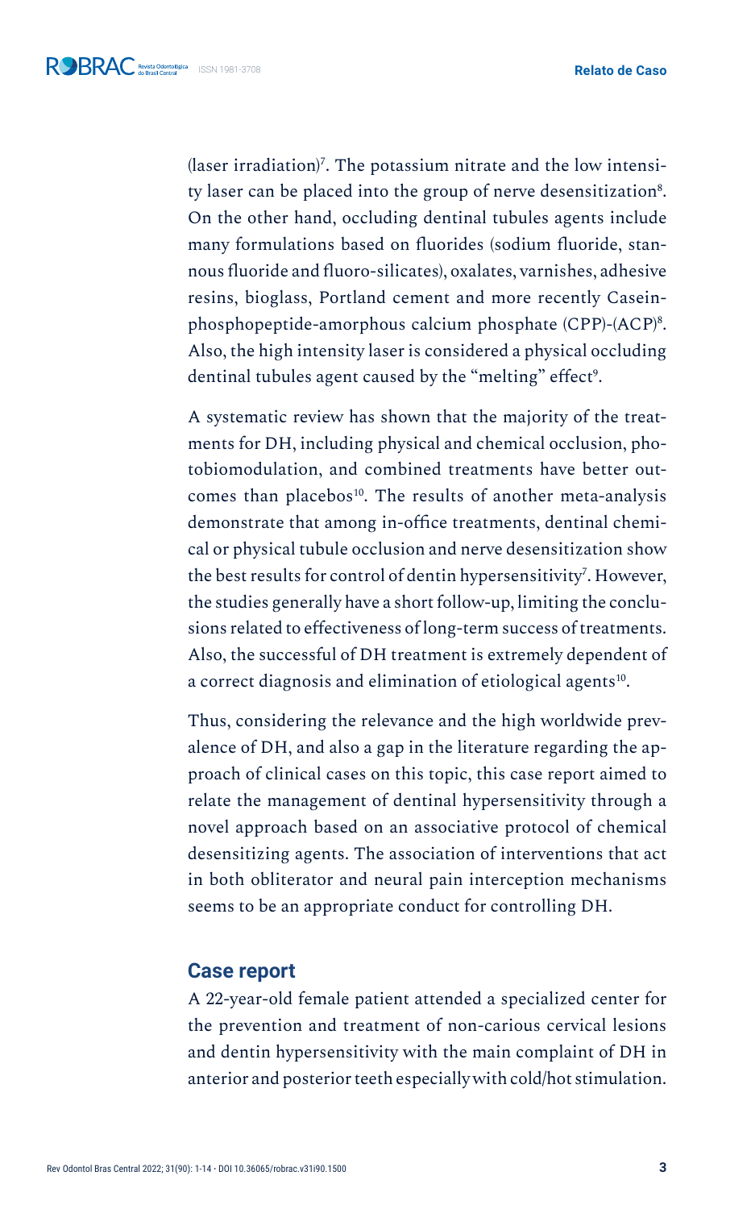(laser irradiation)[7]. The potassium nitrate and the low intensity laser can be placed into the group of nerve desensitization[8]. On the other hand, occluding dentinal tubules agents include many formulations based on fluorides (sodium fluoride, stannous fluoride and fluoro-silicates), oxalates, varnishes, adhesive resins, bioglass, Portland cement and more recently Casein-phosphopeptide-amorphous calcium phosphate (CPP)-(ACP)[8]. Also, the high intensity laser is considered a physical occluding dentinal tubules agent caused by the "melting" effect[9].

A systematic review has shown that the majority of the treatments for DH, including physical and chemical occlusion, photobiomodulation, and combined treatments have better outcomes than placebos[10]. The results of another meta-analysis demonstrate that among in-office treatments, dentinal chemical or physical tubule occlusion and nerve desensitization show the best results for control of dentin hypersensitivity[7]. However, the studies generally have a short follow-up, limiting the conclusions related to effectiveness of long-term success of treatments. Also, the successful of DH treatment is extremely dependent of a correct diagnosis and elimination of etiological agents[10].

Thus, considering the relevance and the high worldwide prevalence of DH, and also a gap in the literature regarding the approach of clinical cases on this topic, this case report aimed to relate the management of dentinal hypersensitivity through a novel approach based on an associative protocol of chemical desensitizing agents. The association of interventions that act in both obliterator and neural pain interception mechanisms seems to be an appropriate conduct for controlling DH.

## Case report

A 22-year-old female patient attended a specialized center for the prevention and treatment of non-carious cervical lesions and dentin hypersensitivity with the main complaint of DH in anterior and posterior teeth especially with cold/hot stimulation.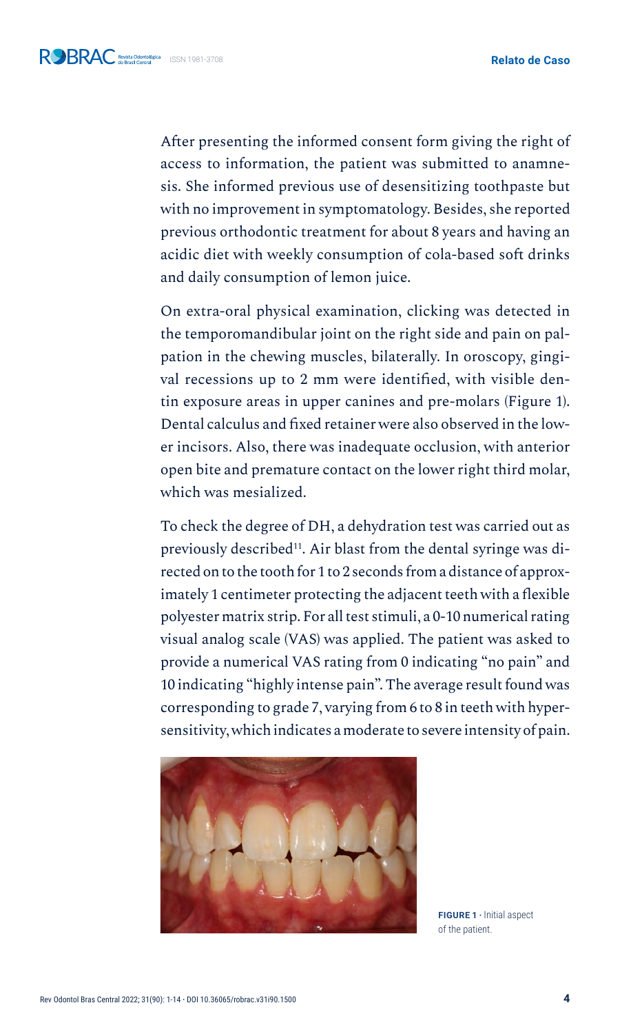After presenting the informed consent form giving the right of access to information, the patient was submitted to anamnesis. She informed previous use of desensitizing toothpaste but with no improvement in symptomatology. Besides, she reported previous orthodontic treatment for about 8 years and having an acidic diet with weekly consumption of cola-based soft drinks and daily consumption of lemon juice.

On extra-oral physical examination, clicking was detected in the temporomandibular joint on the right side and pain on palpation in the chewing muscles, bilaterally. In oroscopy, gingival recessions up to 2 mm were identified, with visible dentin exposure areas in upper canines and pre-molars (Figure 1). Dental calculus and fixed retainer were also observed in the lower incisors. Also, there was inadequate occlusion, with anterior open bite and premature contact on the lower right third molar, which was mesialized.

To check the degree of DH, a dehydration test was carried out as previously described[11]. Air blast from the dental syringe was directed on to the tooth for 1 to 2 seconds from a distance of approximately 1 centimeter protecting the adjacent teeth with a flexible polyester matrix strip. For all test stimuli, a 0-10 numerical rating visual analog scale (VAS) was applied. The patient was asked to provide a numerical VAS rating from 0 indicating "no pain" and 10 indicating "highly intense pain". The average result found was corresponding to grade 7, varying from 6 to 8 in teeth with hypersensitivity, which indicates a moderate to severe intensity of pain.

**FIGURE 1** · Initial aspect of the patient.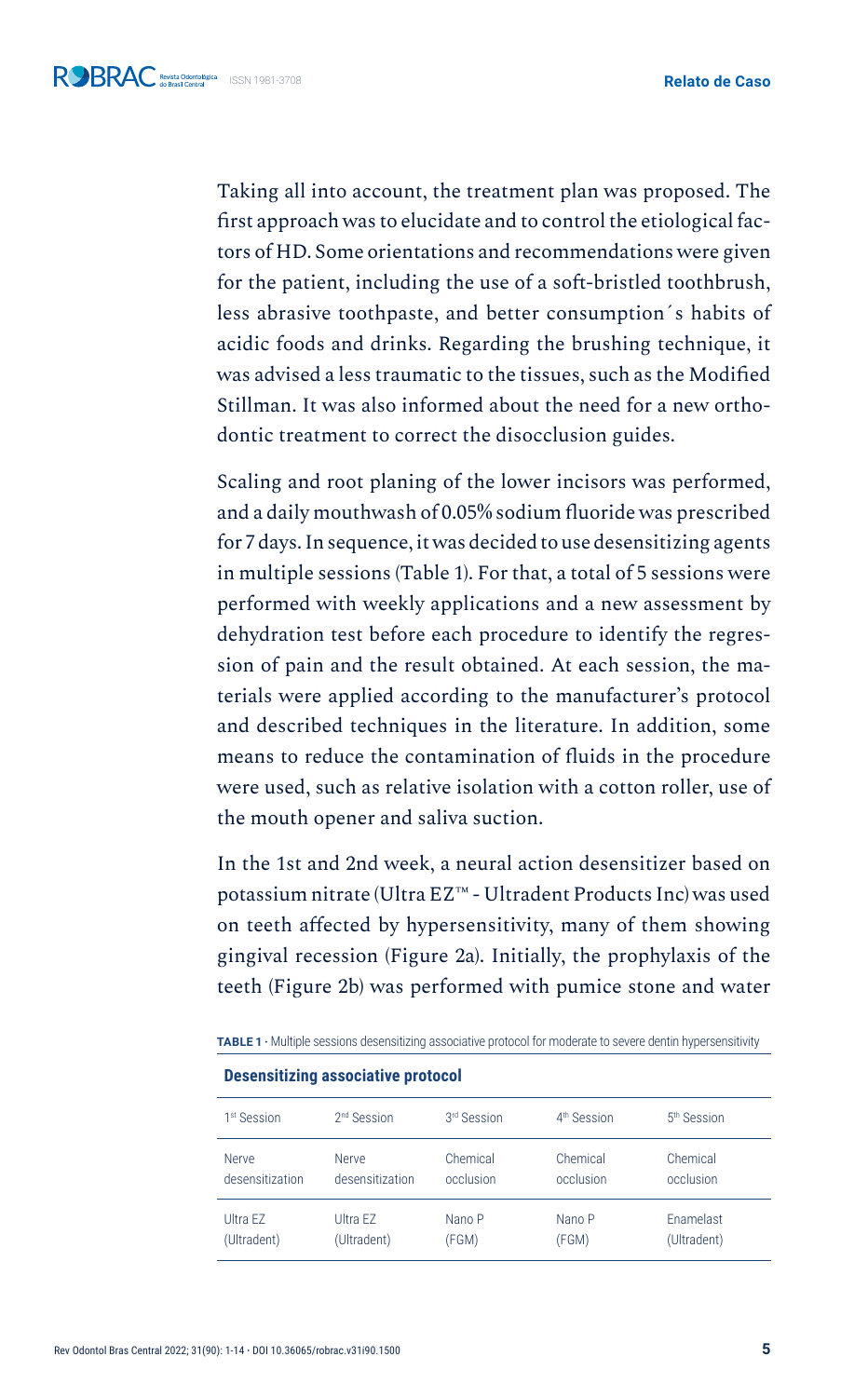Taking all into account, the treatment plan was proposed. The first approach was to elucidate and to control the etiological factors of HD. Some orientations and recommendations were given for the patient, including the use of a soft-bristled toothbrush, less abrasive toothpaste, and better consumption´s habits of acidic foods and drinks. Regarding the brushing technique, it was advised a less traumatic to the tissues, such as the Modified Stillman. It was also informed about the need for a new orthodontic treatment to correct the disocclusion guides.

Scaling and root planing of the lower incisors was performed, and a daily mouthwash of 0.05% sodium fluoride was prescribed for 7 days. In sequence, it was decided to use desensitizing agents in multiple sessions (Table 1). For that, a total of 5 sessions were performed with weekly applications and a new assessment by dehydration test before each procedure to identify the regression of pain and the result obtained. At each session, the materials were applied according to the manufacturer's protocol and described techniques in the literature. In addition, some means to reduce the contamination of fluids in the procedure were used, such as relative isolation with a cotton roller, use of the mouth opener and saliva suction.

In the 1st and 2nd week, a neural action desensitizer based on potassium nitrate (Ultra EZ™ - Ultradent Products Inc) was used on teeth affected by hypersensitivity, many of them showing gingival recession (Figure 2a). Initially, the prophylaxis of the teeth (Figure 2b) was performed with pumice stone and water

**TABLE 1** · Multiple sessions desensitizing associative protocol for moderate to severe dentin hypersensitivity

| **Desensitizing associative protocol** | | | | |
|---|---|---|---|---|
| 1st Session | 2nd Session | 3rd Session | 4th Session | 5th Session |
| Nerve desensitization | Nerve desensitization | Chemical occlusion | Chemical occlusion | Chemical occlusion |
| Ultra EZ (Ultradent) | Ultra EZ (Ultradent) | Nano P (FGM) | Nano P (FGM) | Enamelast (Ultradent) |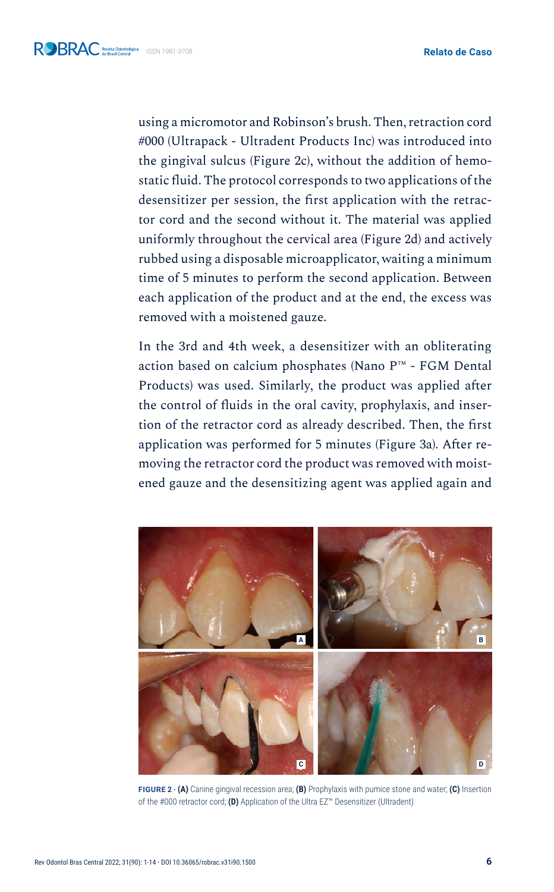using a micromotor and Robinson's brush. Then, retraction cord #000 (Ultrapack - Ultradent Products Inc) was introduced into the gingival sulcus (Figure 2c), without the addition of hemostatic fluid. The protocol corresponds to two applications of the desensitizer per session, the first application with the retractor cord and the second without it. The material was applied uniformly throughout the cervical area (Figure 2d) and actively rubbed using a disposable microapplicator, waiting a minimum time of 5 minutes to perform the second application. Between each application of the product and at the end, the excess was removed with a moistened gauze.

In the 3rd and 4th week, a desensitizer with an obliterating action based on calcium phosphates (Nano P™ - FGM Dental Products) was used. Similarly, the product was applied after the control of fluids in the oral cavity, prophylaxis, and insertion of the retractor cord as already described. Then, the first application was performed for 5 minutes (Figure 3a). After removing the retractor cord the product was removed with moistened gauze and the desensitizing agent was applied again and

**FIGURE 2 · (A)** Canine gingival recession area; **(B)** Prophylaxis with pumice stone and water; **(C)** Insertion of the #000 retractor cord; **(D)** Application of the Ultra EZ™ Desensitizer (Ultradent)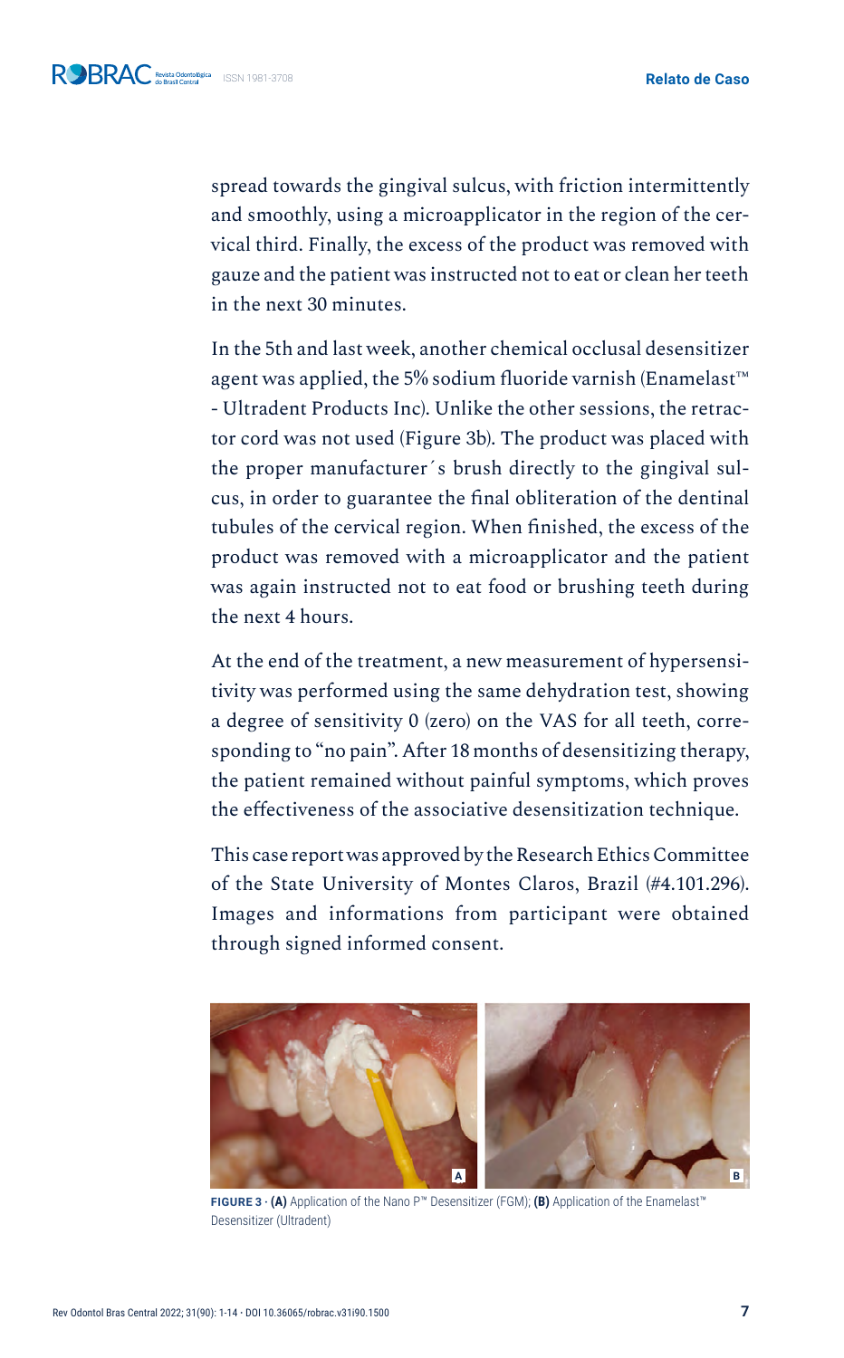spread towards the gingival sulcus, with friction intermittently and smoothly, using a microapplicator in the region of the cervical third. Finally, the excess of the product was removed with gauze and the patient was instructed not to eat or clean her teeth in the next 30 minutes.

In the 5th and last week, another chemical occlusal desensitizer agent was applied, the 5% sodium fluoride varnish (Enamelast™ - Ultradent Products Inc). Unlike the other sessions, the retractor cord was not used (Figure 3b). The product was placed with the proper manufacturer´s brush directly to the gingival sulcus, in order to guarantee the final obliteration of the dentinal tubules of the cervical region. When finished, the excess of the product was removed with a microapplicator and the patient was again instructed not to eat food or brushing teeth during the next 4 hours.

At the end of the treatment, a new measurement of hypersensitivity was performed using the same dehydration test, showing a degree of sensitivity 0 (zero) on the VAS for all teeth, corresponding to "no pain". After 18 months of desensitizing therapy, the patient remained without painful symptoms, which proves the effectiveness of the associative desensitization technique.

This case report was approved by the Research Ethics Committee of the State University of Montes Claros, Brazil (#4.101.296). Images and informations from participant were obtained through signed informed consent.

**FIGURE 3 · (A)** Application of the Nano P™ Desensitizer (FGM); **(B)** Application of the Enamelast™ Desensitizer (Ultradent)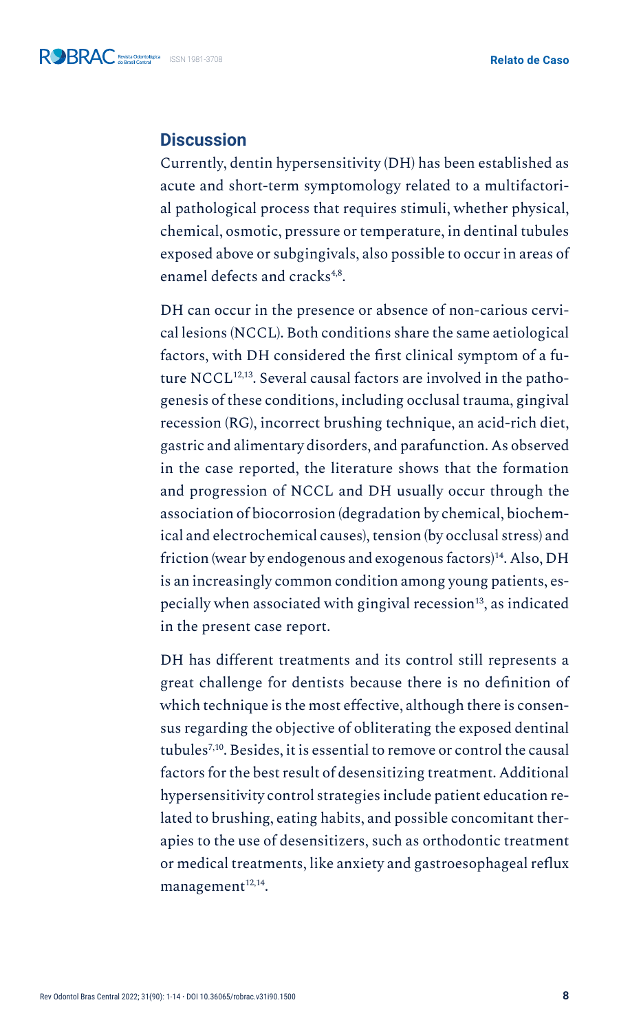## Discussion

Currently, dentin hypersensitivity (DH) has been established as acute and short-term symptomology related to a multifactorial pathological process that requires stimuli, whether physical, chemical, osmotic, pressure or temperature, in dentinal tubules exposed above or subgingivals, also possible to occur in areas of enamel defects and cracks[4,8].

DH can occur in the presence or absence of non-carious cervical lesions (NCCL). Both conditions share the same aetiological factors, with DH considered the first clinical symptom of a future NCCL[12,13]. Several causal factors are involved in the pathogenesis of these conditions, including occlusal trauma, gingival recession (RG), incorrect brushing technique, an acid-rich diet, gastric and alimentary disorders, and parafunction. As observed in the case reported, the literature shows that the formation and progression of NCCL and DH usually occur through the association of biocorrosion (degradation by chemical, biochemical and electrochemical causes), tension (by occlusal stress) and friction (wear by endogenous and exogenous factors)[14]. Also, DH is an increasingly common condition among young patients, especially when associated with gingival recession[13], as indicated in the present case report.

DH has different treatments and its control still represents a great challenge for dentists because there is no definition of which technique is the most effective, although there is consensus regarding the objective of obliterating the exposed dentinal tubules[7,10]. Besides, it is essential to remove or control the causal factors for the best result of desensitizing treatment. Additional hypersensitivity control strategies include patient education related to brushing, eating habits, and possible concomitant therapies to the use of desensitizers, such as orthodontic treatment or medical treatments, like anxiety and gastroesophageal reflux management[12,14].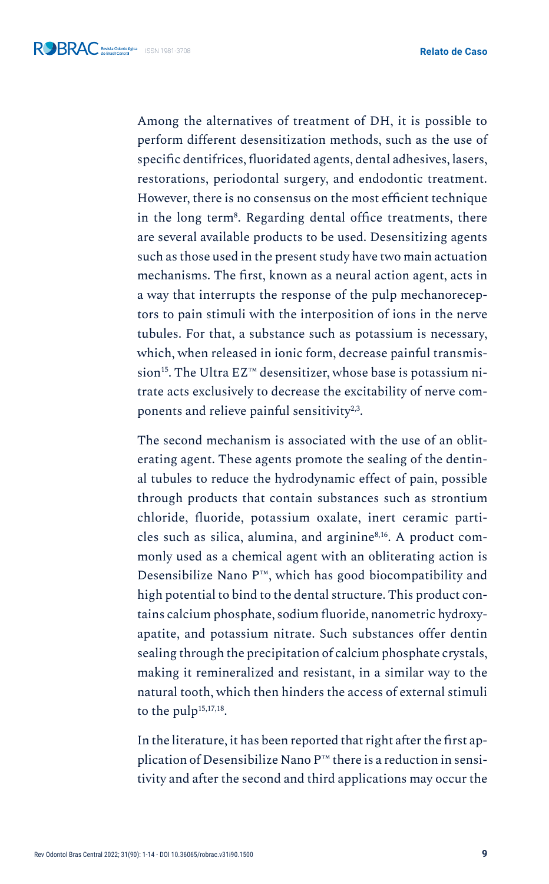Among the alternatives of treatment of DH, it is possible to perform different desensitization methods, such as the use of specific dentifrices, fluoridated agents, dental adhesives, lasers, restorations, periodontal surgery, and endodontic treatment. However, there is no consensus on the most efficient technique in the long term[8]. Regarding dental office treatments, there are several available products to be used. Desensitizing agents such as those used in the present study have two main actuation mechanisms. The first, known as a neural action agent, acts in a way that interrupts the response of the pulp mechanoreceptors to pain stimuli with the interposition of ions in the nerve tubules. For that, a substance such as potassium is necessary, which, when released in ionic form, decrease painful transmission[15]. The Ultra EZ™ desensitizer, whose base is potassium nitrate acts exclusively to decrease the excitability of nerve components and relieve painful sensitivity[2,3].

The second mechanism is associated with the use of an obliterating agent. These agents promote the sealing of the dentinal tubules to reduce the hydrodynamic effect of pain, possible through products that contain substances such as strontium chloride, fluoride, potassium oxalate, inert ceramic particles such as silica, alumina, and arginine[8,16]. A product commonly used as a chemical agent with an obliterating action is Desensibilize Nano P™, which has good biocompatibility and high potential to bind to the dental structure. This product contains calcium phosphate, sodium fluoride, nanometric hydroxyapatite, and potassium nitrate. Such substances offer dentin sealing through the precipitation of calcium phosphate crystals, making it remineralized and resistant, in a similar way to the natural tooth, which then hinders the access of external stimuli to the pulp[15,17,18].

In the literature, it has been reported that right after the first application of Desensibilize Nano P™ there is a reduction in sensitivity and after the second and third applications may occur the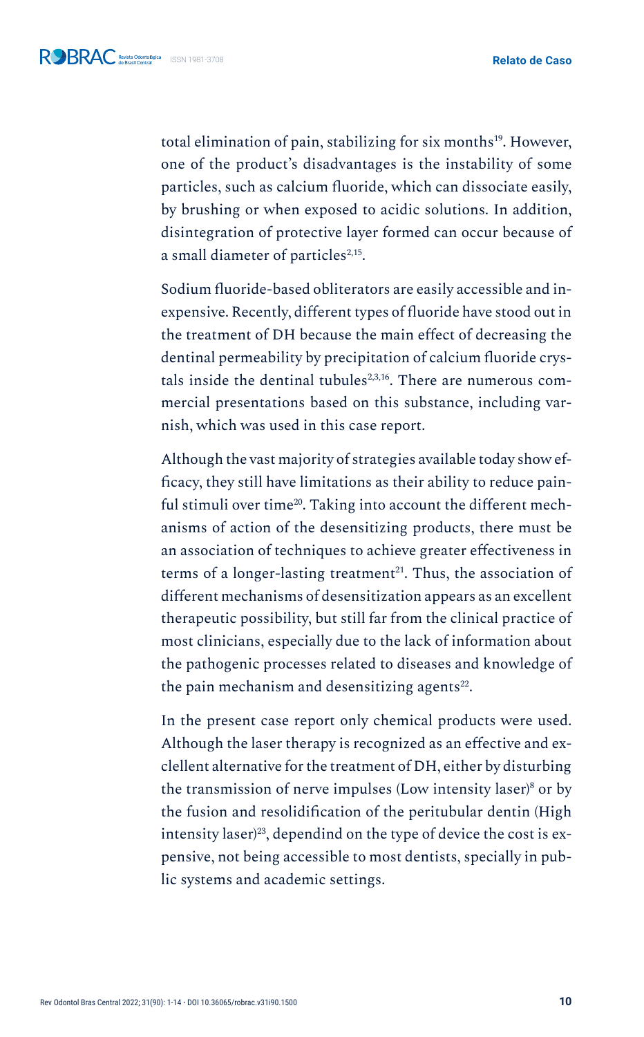total elimination of pain, stabilizing for six months[19]. However, one of the product's disadvantages is the instability of some particles, such as calcium fluoride, which can dissociate easily, by brushing or when exposed to acidic solutions. In addition, disintegration of protective layer formed can occur because of a small diameter of particles[2,15].

Sodium fluoride-based obliterators are easily accessible and inexpensive. Recently, different types of fluoride have stood out in the treatment of DH because the main effect of decreasing the dentinal permeability by precipitation of calcium fluoride crystals inside the dentinal tubules[2,3,16]. There are numerous commercial presentations based on this substance, including varnish, which was used in this case report.

Although the vast majority of strategies available today show efficacy, they still have limitations as their ability to reduce painful stimuli over time[20]. Taking into account the different mechanisms of action of the desensitizing products, there must be an association of techniques to achieve greater effectiveness in terms of a longer-lasting treatment[21]. Thus, the association of different mechanisms of desensitization appears as an excellent therapeutic possibility, but still far from the clinical practice of most clinicians, especially due to the lack of information about the pathogenic processes related to diseases and knowledge of the pain mechanism and desensitizing agents[22].

In the present case report only chemical products were used. Although the laser therapy is recognized as an effective and excellent alternative for the treatment of DH, either by disturbing the transmission of nerve impulses (Low intensity laser)[8] or by the fusion and resolidification of the peritubular dentin (High intensity laser)[23], dependind on the type of device the cost is expensive, not being accessible to most dentists, specially in public systems and academic settings.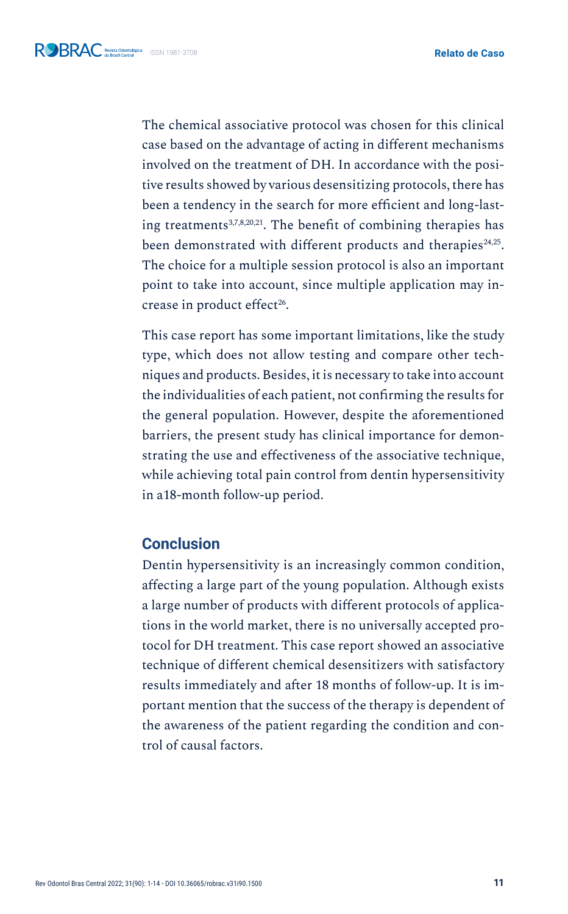The chemical associative protocol was chosen for this clinical case based on the advantage of acting in different mechanisms involved on the treatment of DH. In accordance with the positive results showed by various desensitizing protocols, there has been a tendency in the search for more efficient and long-lasting treatments[3,7,8,20,21]. The benefit of combining therapies has been demonstrated with different products and therapies[24,25]. The choice for a multiple session protocol is also an important point to take into account, since multiple application may increase in product effect[26].

This case report has some important limitations, like the study type, which does not allow testing and compare other techniques and products. Besides, it is necessary to take into account the individualities of each patient, not confirming the results for the general population. However, despite the aforementioned barriers, the present study has clinical importance for demonstrating the use and effectiveness of the associative technique, while achieving total pain control from dentin hypersensitivity in a18-month follow-up period.

## Conclusion

Dentin hypersensitivity is an increasingly common condition, affecting a large part of the young population. Although exists a large number of products with different protocols of applications in the world market, there is no universally accepted protocol for DH treatment. This case report showed an associative technique of different chemical desensitizers with satisfactory results immediately and after 18 months of follow-up. It is important mention that the success of the therapy is dependent of the awareness of the patient regarding the condition and control of causal factors.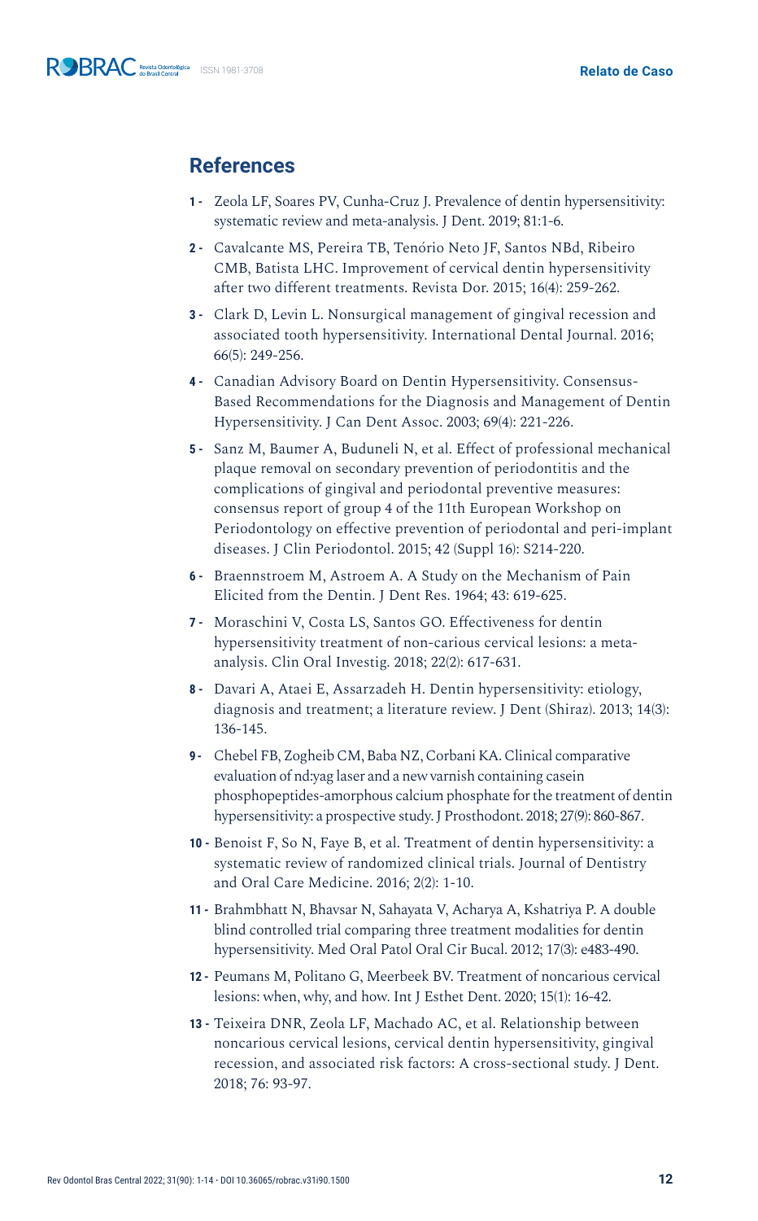## References

1 - Zeola LF, Soares PV, Cunha-Cruz J. Prevalence of dentin hypersensitivity: systematic review and meta-analysis. J Dent. 2019; 81:1-6.

2 - Cavalcante MS, Pereira TB, Tenório Neto JF, Santos NBd, Ribeiro CMB, Batista LHC. Improvement of cervical dentin hypersensitivity after two different treatments. Revista Dor. 2015; 16(4): 259-262.

3 - Clark D, Levin L. Nonsurgical management of gingival recession and associated tooth hypersensitivity. International Dental Journal. 2016; 66(5): 249-256.

4 - Canadian Advisory Board on Dentin Hypersensitivity. Consensus-Based Recommendations for the Diagnosis and Management of Dentin Hypersensitivity. J Can Dent Assoc. 2003; 69(4): 221-226.

5 - Sanz M, Baumer A, Buduneli N, et al. Effect of professional mechanical plaque removal on secondary prevention of periodontitis and the complications of gingival and periodontal preventive measures: consensus report of group 4 of the 11th European Workshop on Periodontology on effective prevention of periodontal and peri-implant diseases. J Clin Periodontol. 2015; 42 (Suppl 16): S214-220.

6 - Braennstroem M, Astroem A. A Study on the Mechanism of Pain Elicited from the Dentin. J Dent Res. 1964; 43: 619-625.

7 - Moraschini V, Costa LS, Santos GO. Effectiveness for dentin hypersensitivity treatment of non-carious cervical lesions: a meta-analysis. Clin Oral Investig. 2018; 22(2): 617-631.

8 - Davari A, Ataei E, Assarzadeh H. Dentin hypersensitivity: etiology, diagnosis and treatment; a literature review. J Dent (Shiraz). 2013; 14(3): 136-145.

9 - Chebel FB, Zogheib CM, Baba NZ, Corbani KA. Clinical comparative evaluation of nd:yag laser and a new varnish containing casein phosphopeptides-amorphous calcium phosphate for the treatment of dentin hypersensitivity: a prospective study. J Prosthodont. 2018; 27(9): 860-867.

10 - Benoist F, So N, Faye B, et al. Treatment of dentin hypersensitivity: a systematic review of randomized clinical trials. Journal of Dentistry and Oral Care Medicine. 2016; 2(2): 1-10.

11 - Brahmbhatt N, Bhavsar N, Sahayata V, Acharya A, Kshatriya P. A double blind controlled trial comparing three treatment modalities for dentin hypersensitivity. Med Oral Patol Oral Cir Bucal. 2012; 17(3): e483-490.

12 - Peumans M, Politano G, Meerbeek BV. Treatment of noncarious cervical lesions: when, why, and how. Int J Esthet Dent. 2020; 15(1): 16-42.

13 - Teixeira DNR, Zeola LF, Machado AC, et al. Relationship between noncarious cervical lesions, cervical dentin hypersensitivity, gingival recession, and associated risk factors: A cross-sectional study. J Dent. 2018; 76: 93-97.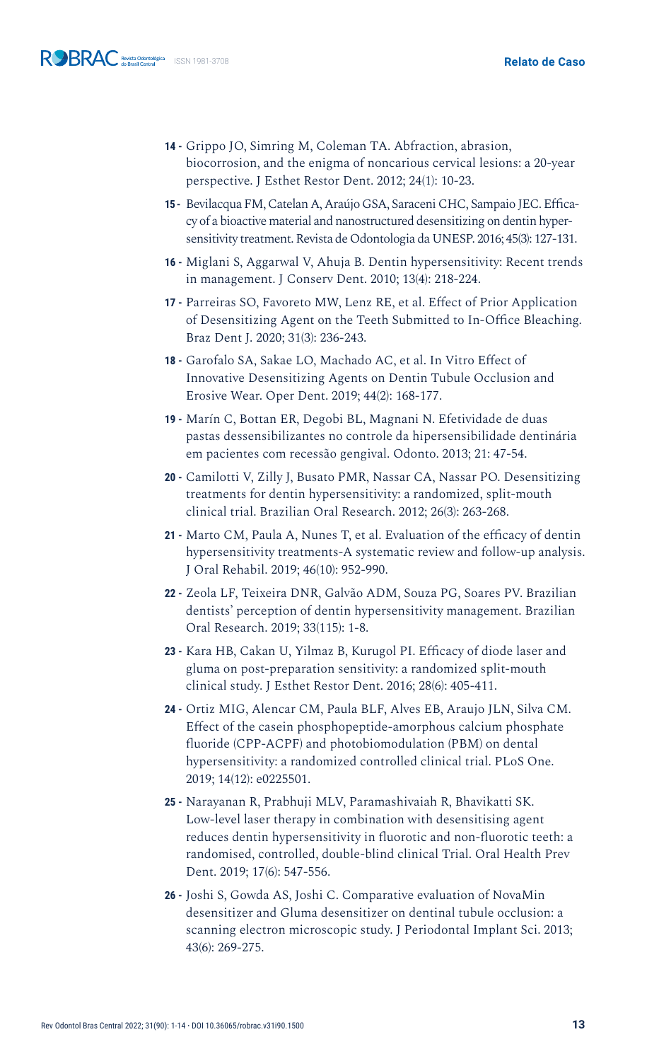14 - Grippo JO, Simring M, Coleman TA. Abfraction, abrasion, biocorrosion, and the enigma of noncarious cervical lesions: a 20-year perspective. J Esthet Restor Dent. 2012; 24(1): 10-23.

15 - Bevilacqua FM, Catelan A, Araújo GSA, Saraceni CHC, Sampaio JEC. Efficacy of a bioactive material and nanostructured desensitizing on dentin hypersensitivity treatment. Revista de Odontologia da UNESP. 2016; 45(3): 127-131.

16 - Miglani S, Aggarwal V, Ahuja B. Dentin hypersensitivity: Recent trends in management. J Conserv Dent. 2010; 13(4): 218-224.

17 - Parreiras SO, Favoreto MW, Lenz RE, et al. Effect of Prior Application of Desensitizing Agent on the Teeth Submitted to In-Office Bleaching. Braz Dent J. 2020; 31(3): 236-243.

18 - Garofalo SA, Sakae LO, Machado AC, et al. In Vitro Effect of Innovative Desensitizing Agents on Dentin Tubule Occlusion and Erosive Wear. Oper Dent. 2019; 44(2): 168-177.

19 - Marín C, Bottan ER, Degobi BL, Magnani N. Efetividade de duas pastas dessensibilizantes no controle da hipersensibilidade dentinária em pacientes com recessão gengival. Odonto. 2013; 21: 47-54.

20 - Camilotti V, Zilly J, Busato PMR, Nassar CA, Nassar PO. Desensitizing treatments for dentin hypersensitivity: a randomized, split-mouth clinical trial. Brazilian Oral Research. 2012; 26(3): 263-268.

21 - Marto CM, Paula A, Nunes T, et al. Evaluation of the efficacy of dentin hypersensitivity treatments-A systematic review and follow-up analysis. J Oral Rehabil. 2019; 46(10): 952-990.

22 - Zeola LF, Teixeira DNR, Galvão ADM, Souza PG, Soares PV. Brazilian dentists' perception of dentin hypersensitivity management. Brazilian Oral Research. 2019; 33(115): 1-8.

23 - Kara HB, Cakan U, Yilmaz B, Kurugol PI. Efficacy of diode laser and gluma on post-preparation sensitivity: a randomized split-mouth clinical study. J Esthet Restor Dent. 2016; 28(6): 405-411.

24 - Ortiz MIG, Alencar CM, Paula BLF, Alves EB, Araujo JLN, Silva CM. Effect of the casein phosphopeptide-amorphous calcium phosphate fluoride (CPP-ACPF) and photobiomodulation (PBM) on dental hypersensitivity: a randomized controlled clinical trial. PLoS One. 2019; 14(12): e0225501.

25 - Narayanan R, Prabhuji MLV, Paramashivaiah R, Bhavikatti SK. Low-level laser therapy in combination with desensitising agent reduces dentin hypersensitivity in fluorotic and non-fluorotic teeth: a randomised, controlled, double-blind clinical Trial. Oral Health Prev Dent. 2019; 17(6): 547-556.

26 - Joshi S, Gowda AS, Joshi C. Comparative evaluation of NovaMin desensitizer and Gluma desensitizer on dentinal tubule occlusion: a scanning electron microscopic study. J Periodontal Implant Sci. 2013; 43(6): 269-275.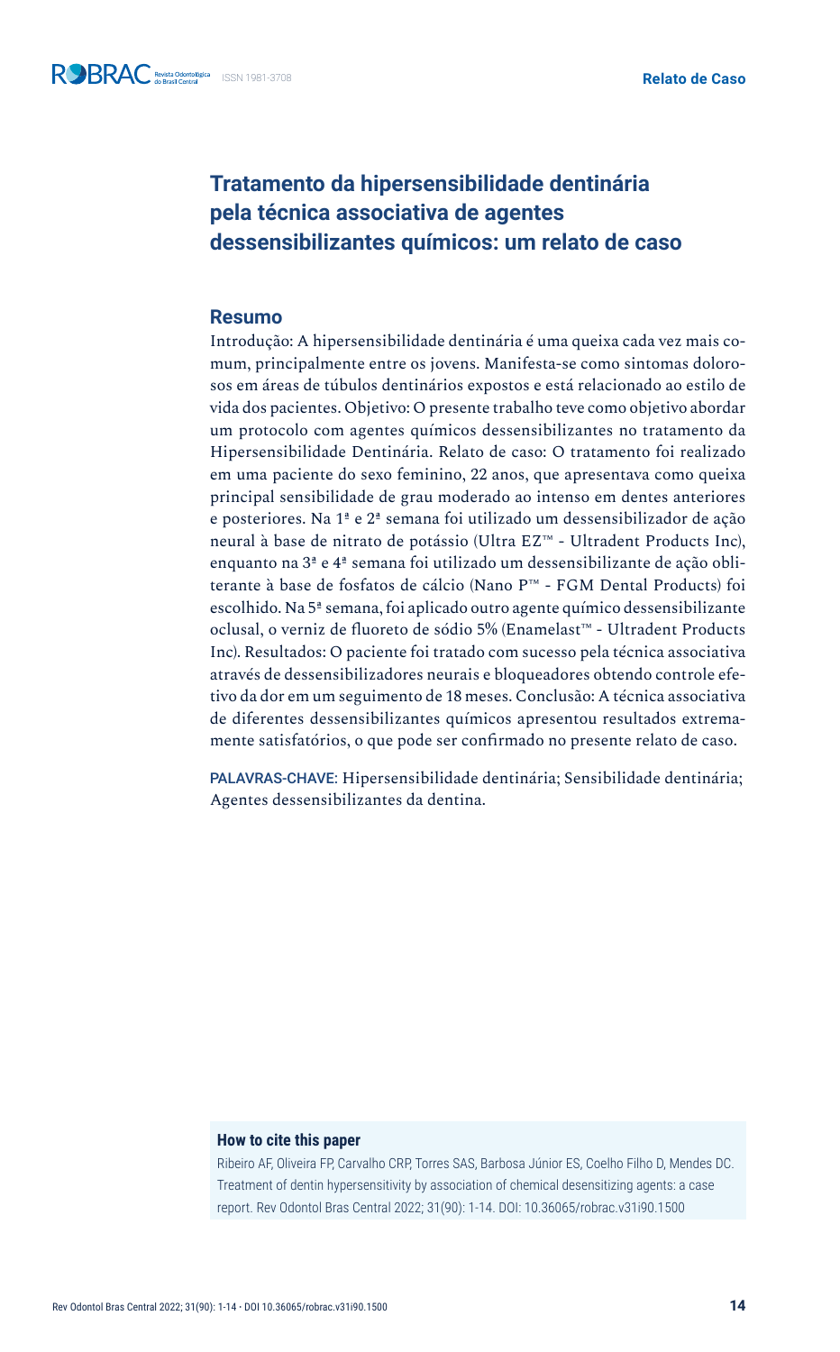# Tratamento da hipersensibilidade dentinária pela técnica associativa de agentes dessensibilizantes químicos: um relato de caso

## Resumo

Introdução: A hipersensibilidade dentinária é uma queixa cada vez mais comum, principalmente entre os jovens. Manifesta-se como sintomas dolorosos em áreas de túbulos dentinários expostos e está relacionado ao estilo de vida dos pacientes. Objetivo: O presente trabalho teve como objetivo abordar um protocolo com agentes químicos dessensibilizantes no tratamento da Hipersensibilidade Dentinária. Relato de caso: O tratamento foi realizado em uma paciente do sexo feminino, 22 anos, que apresentava como queixa principal sensibilidade de grau moderado ao intenso em dentes anteriores e posteriores. Na 1ª e 2ª semana foi utilizado um dessensibilizador de ação neural à base de nitrato de potássio (Ultra EZ™ - Ultradent Products Inc), enquanto na 3ª e 4ª semana foi utilizado um dessensibilizante de ação obliterante à base de fosfatos de cálcio (Nano P™ - FGM Dental Products) foi escolhido. Na 5ª semana, foi aplicado outro agente químico dessensibilizante oclusal, o verniz de fluoreto de sódio 5% (Enamelast™ - Ultradent Products Inc). Resultados: O paciente foi tratado com sucesso pela técnica associativa através de dessensibilizadores neurais e bloqueadores obtendo controle efetivo da dor em um seguimento de 18 meses. Conclusão: A técnica associativa de diferentes dessensibilizantes químicos apresentou resultados extremamente satisfatórios, o que pode ser confirmado no presente relato de caso.

PALAVRAS-CHAVE: Hipersensibilidade dentinária; Sensibilidade dentinária; Agentes dessensibilizantes da dentina.

**How to cite this paper**

Ribeiro AF, Oliveira FP, Carvalho CRP, Torres SAS, Barbosa Júnior ES, Coelho Filho D, Mendes DC. Treatment of dentin hypersensitivity by association of chemical desensitizing agents: a case report. Rev Odontol Bras Central 2022; 31(90): 1-14. DOI: 10.36065/robrac.v31i90.1500